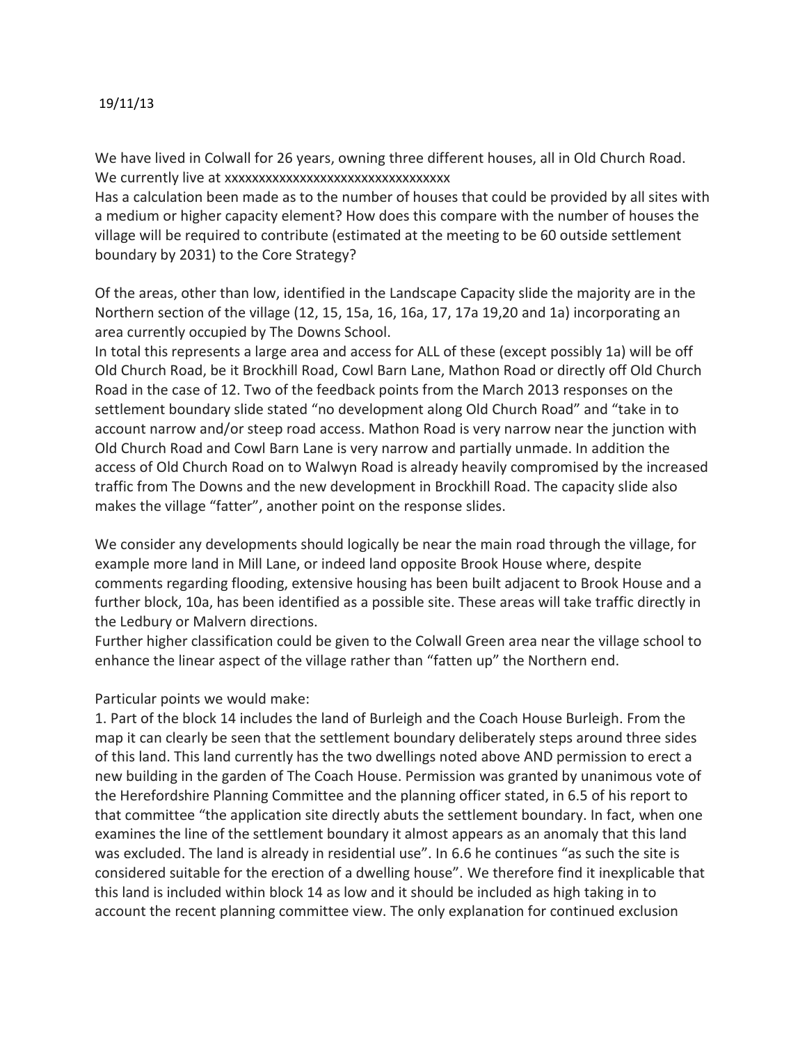19/11/13

We have lived in Colwall for 26 years, owning three different houses, all in Old Church Road. We currently live at xxxxxxxxxxxxxxxxxxxxxxxxxxxxxxxxxx

Has a calculation been made as to the number of houses that could be provided by all sites with a medium or higher capacity element? How does this compare with the number of houses the village will be required to contribute (estimated at the meeting to be 60 outside settlement boundary by 2031) to the Core Strategy?

Of the areas, other than low, identified in the Landscape Capacity slide the majority are in the Northern section of the village (12, 15, 15a, 16, 16a, 17, 17a 19,20 and 1a) incorporating an area currently occupied by The Downs School.

In total this represents a large area and access for ALL of these (except possibly 1a) will be off Old Church Road, be it Brockhill Road, Cowl Barn Lane, Mathon Road or directly off Old Church Road in the case of 12. Two of the feedback points from the March 2013 responses on the settlement boundary slide stated "no development along Old Church Road" and "take in to account narrow and/or steep road access. Mathon Road is very narrow near the junction with Old Church Road and Cowl Barn Lane is very narrow and partially unmade. In addition the access of Old Church Road on to Walwyn Road is already heavily compromised by the increased traffic from The Downs and the new development in Brockhill Road. The capacity slide also makes the village "fatter", another point on the response slides.

We consider any developments should logically be near the main road through the village, for example more land in Mill Lane, or indeed land opposite Brook House where, despite comments regarding flooding, extensive housing has been built adjacent to Brook House and a further block, 10a, has been identified as a possible site. These areas will take traffic directly in the Ledbury or Malvern directions.

Further higher classification could be given to the Colwall Green area near the village school to enhance the linear aspect of the village rather than "fatten up" the Northern end.

Particular points we would make:

1. Part of the block 14 includes the land of Burleigh and the Coach House Burleigh. From the map it can clearly be seen that the settlement boundary deliberately steps around three sides of this land. This land currently has the two dwellings noted above AND permission to erect a new building in the garden of The Coach House. Permission was granted by unanimous vote of the Herefordshire Planning Committee and the planning officer stated, in 6.5 of his report to that committee "the application site directly abuts the settlement boundary. In fact, when one examines the line of the settlement boundary it almost appears as an anomaly that this land was excluded. The land is already in residential use". In 6.6 he continues "as such the site is considered suitable for the erection of a dwelling house". We therefore find it inexplicable that this land is included within block 14 as low and it should be included as high taking in to account the recent planning committee view. The only explanation for continued exclusion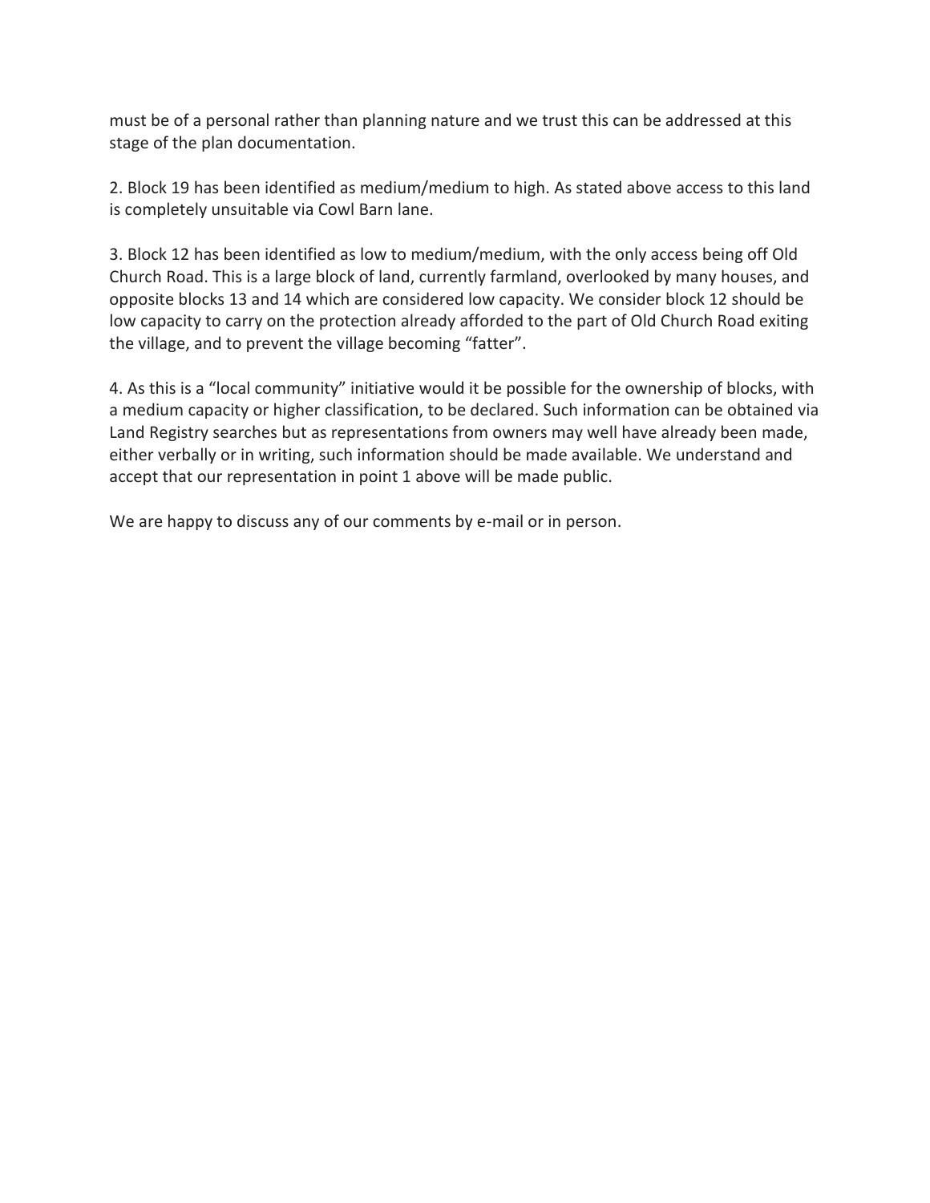must be of a personal rather than planning nature and we trust this can be addressed at this stage of the plan documentation.

2. Block 19 has been identified as medium/medium to high. As stated above access to this land is completely unsuitable via Cowl Barn lane.

3. Block 12 has been identified as low to medium/medium, with the only access being off Old Church Road. This is a large block of land, currently farmland, overlooked by many houses, and opposite blocks 13 and 14 which are considered low capacity. We consider block 12 should be low capacity to carry on the protection already afforded to the part of Old Church Road exiting the village, and to prevent the village becoming "fatter".

4. As this is a "local community" initiative would it be possible for the ownership of blocks, with a medium capacity or higher classification, to be declared. Such information can be obtained via Land Registry searches but as representations from owners may well have already been made, either verbally or in writing, such information should be made available. We understand and accept that our representation in point 1 above will be made public.

We are happy to discuss any of our comments by e-mail or in person.